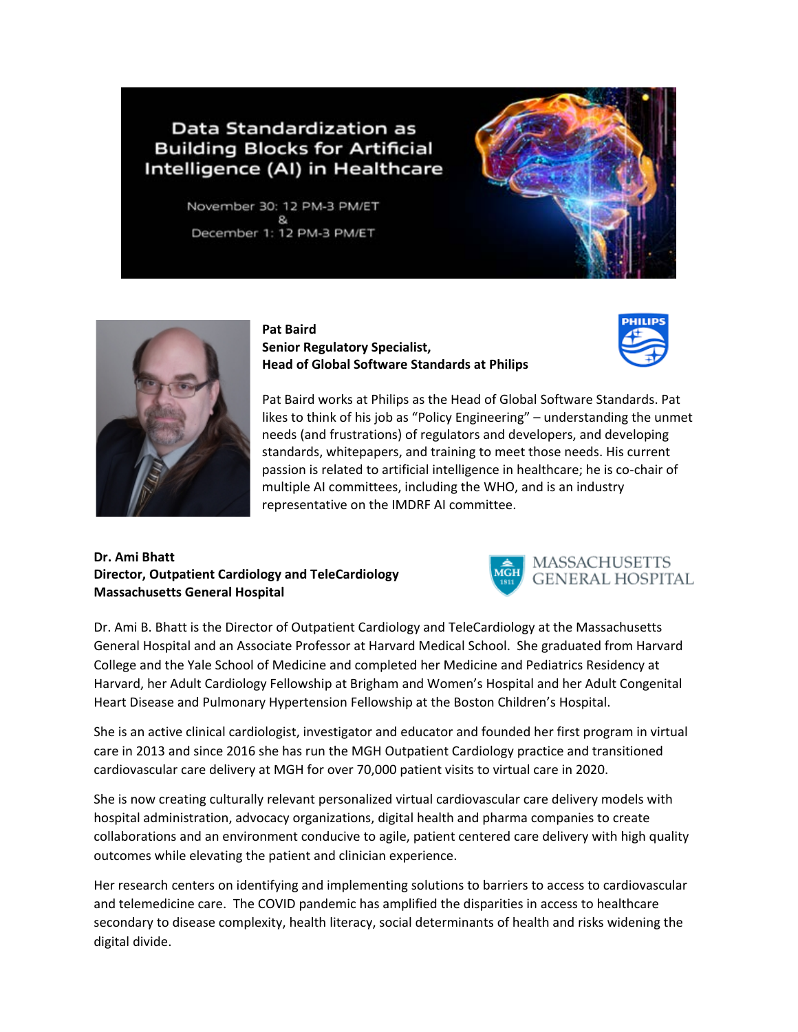# Data Standardization as Building Blocks for Artificial Intelligence (AI) in Healthcare

November 30: 12 PM-3 PM/ET
&
December 1: 12 PM-3 PM/ET

**Pat Baird**
**Senior Regulatory Specialist,**
**Head of Global Software Standards at Philips**

Pat Baird works at Philips as the Head of Global Software Standards. Pat likes to think of his job as "Policy Engineering" – understanding the unmet needs (and frustrations) of regulators and developers, and developing standards, whitepapers, and training to meet those needs. His current passion is related to artificial intelligence in healthcare; he is co-chair of multiple AI committees, including the WHO, and is an industry representative on the IMDRF AI committee.

**Dr. Ami Bhatt**
**Director, Outpatient Cardiology and TeleCardiology**
**Massachusetts General Hospital**

Dr. Ami B. Bhatt is the Director of Outpatient Cardiology and TeleCardiology at the Massachusetts General Hospital and an Associate Professor at Harvard Medical School. She graduated from Harvard College and the Yale School of Medicine and completed her Medicine and Pediatrics Residency at Harvard, her Adult Cardiology Fellowship at Brigham and Women's Hospital and her Adult Congenital Heart Disease and Pulmonary Hypertension Fellowship at the Boston Children's Hospital.

She is an active clinical cardiologist, investigator and educator and founded her first program in virtual care in 2013 and since 2016 she has run the MGH Outpatient Cardiology practice and transitioned cardiovascular care delivery at MGH for over 70,000 patient visits to virtual care in 2020.

She is now creating culturally relevant personalized virtual cardiovascular care delivery models with hospital administration, advocacy organizations, digital health and pharma companies to create collaborations and an environment conducive to agile, patient centered care delivery with high quality outcomes while elevating the patient and clinician experience.

Her research centers on identifying and implementing solutions to barriers to access to cardiovascular and telemedicine care. The COVID pandemic has amplified the disparities in access to healthcare secondary to disease complexity, health literacy, social determinants of health and risks widening the digital divide.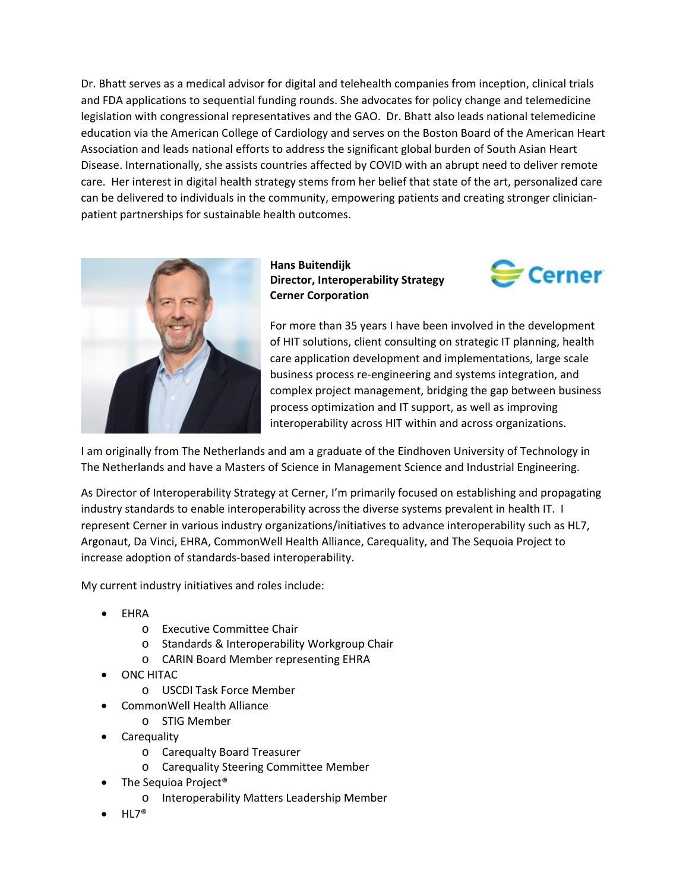Dr. Bhatt serves as a medical advisor for digital and telehealth companies from inception, clinical trials and FDA applications to sequential funding rounds. She advocates for policy change and telemedicine legislation with congressional representatives and the GAO. Dr. Bhatt also leads national telemedicine education via the American College of Cardiology and serves on the Boston Board of the American Heart Association and leads national efforts to address the significant global burden of South Asian Heart Disease. Internationally, she assists countries affected by COVID with an abrupt need to deliver remote care. Her interest in digital health strategy stems from her belief that state of the art, personalized care can be delivered to individuals in the community, empowering patients and creating stronger clinician-patient partnerships for sustainable health outcomes.

**Hans Buitendijk**
**Director, Interoperability Strategy**
**Cerner Corporation**

For more than 35 years I have been involved in the development of HIT solutions, client consulting on strategic IT planning, health care application development and implementations, large scale business process re-engineering and systems integration, and complex project management, bridging the gap between business process optimization and IT support, as well as improving interoperability across HIT within and across organizations.

I am originally from The Netherlands and am a graduate of the Eindhoven University of Technology in The Netherlands and have a Masters of Science in Management Science and Industrial Engineering.

As Director of Interoperability Strategy at Cerner, I'm primarily focused on establishing and propagating industry standards to enable interoperability across the diverse systems prevalent in health IT. I represent Cerner in various industry organizations/initiatives to advance interoperability such as HL7, Argonaut, Da Vinci, EHRA, CommonWell Health Alliance, Carequality, and The Sequoia Project to increase adoption of standards-based interoperability.

My current industry initiatives and roles include:

- EHRA
  - Executive Committee Chair
  - Standards & Interoperability Workgroup Chair
  - CARIN Board Member representing EHRA
- ONC HITAC
  - USCDI Task Force Member
- CommonWell Health Alliance
  - STIG Member
- Carequality
  - Carequalty Board Treasurer
  - Carequality Steering Committee Member
- The Sequioa Project®
  - Interoperability Matters Leadership Member
- HL7®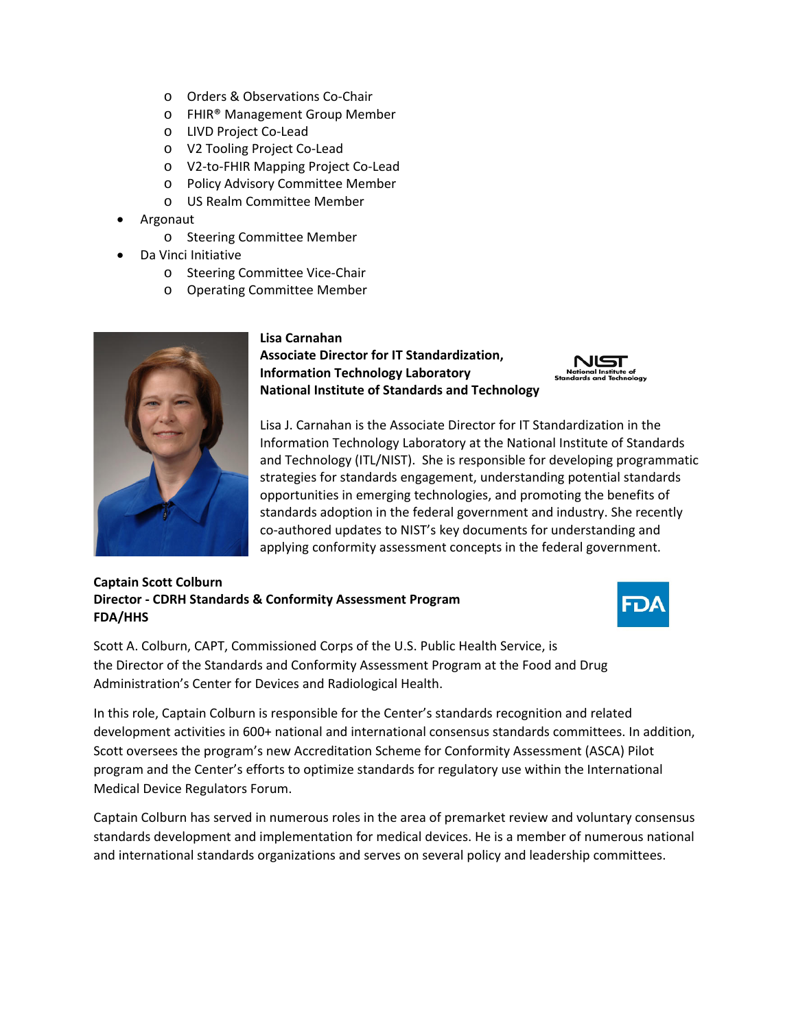- Orders & Observations Co-Chair
    - FHIR® Management Group Member
    - LIVD Project Co-Lead
    - V2 Tooling Project Co-Lead
    - V2-to-FHIR Mapping Project Co-Lead
    - Policy Advisory Committee Member
    - US Realm Committee Member
- Argonaut
    - Steering Committee Member
- Da Vinci Initiative
    - Steering Committee Vice-Chair
    - Operating Committee Member

**Lisa Carnahan**
**Associate Director for IT Standardization,**
**Information Technology Laboratory**
**National Institute of Standards and Technology**

Lisa J. Carnahan is the Associate Director for IT Standardization in the Information Technology Laboratory at the National Institute of Standards and Technology (ITL/NIST). She is responsible for developing programmatic strategies for standards engagement, understanding potential standards opportunities in emerging technologies, and promoting the benefits of standards adoption in the federal government and industry. She recently co-authored updates to NIST's key documents for understanding and applying conformity assessment concepts in the federal government.

**Captain Scott Colburn**
**Director - CDRH Standards & Conformity Assessment Program**
**FDA/HHS**

Scott A. Colburn, CAPT, Commissioned Corps of the U.S. Public Health Service, is the Director of the Standards and Conformity Assessment Program at the Food and Drug Administration's Center for Devices and Radiological Health.

In this role, Captain Colburn is responsible for the Center's standards recognition and related development activities in 600+ national and international consensus standards committees. In addition, Scott oversees the program's new Accreditation Scheme for Conformity Assessment (ASCA) Pilot program and the Center's efforts to optimize standards for regulatory use within the International Medical Device Regulators Forum.

Captain Colburn has served in numerous roles in the area of premarket review and voluntary consensus standards development and implementation for medical devices. He is a member of numerous national and international standards organizations and serves on several policy and leadership committees.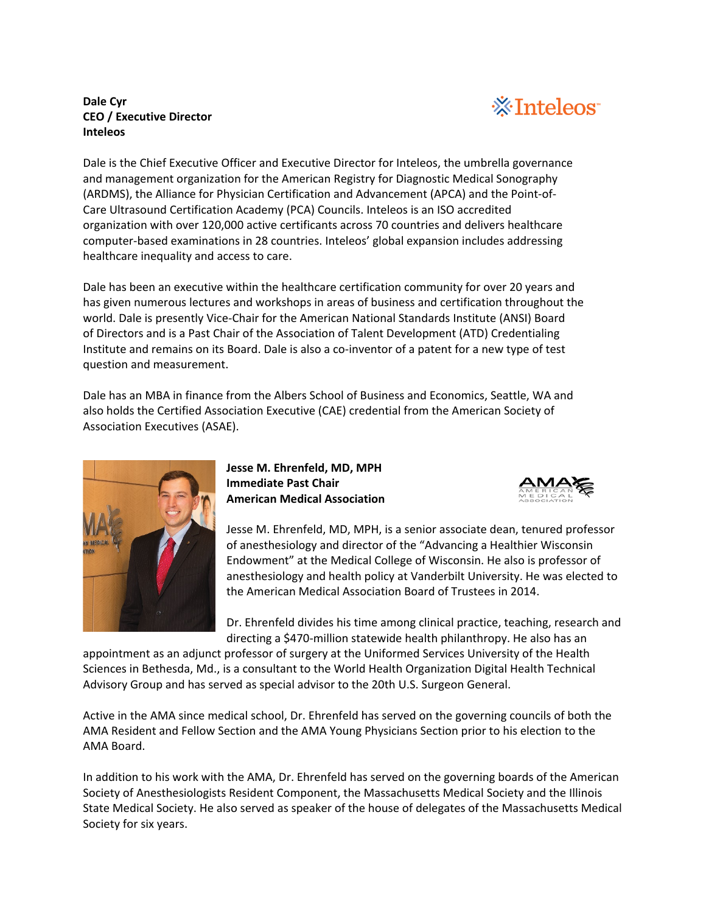**Dale Cyr**
**CEO / Executive Director**
**Inteleos**

Dale is the Chief Executive Officer and Executive Director for Inteleos, the umbrella governance and management organization for the American Registry for Diagnostic Medical Sonography (ARDMS), the Alliance for Physician Certification and Advancement (APCA) and the Point-of-Care Ultrasound Certification Academy (PCA) Councils. Inteleos is an ISO accredited organization with over 120,000 active certificants across 70 countries and delivers healthcare computer-based examinations in 28 countries. Inteleos' global expansion includes addressing healthcare inequality and access to care.

Dale has been an executive within the healthcare certification community for over 20 years and has given numerous lectures and workshops in areas of business and certification throughout the world. Dale is presently Vice-Chair for the American National Standards Institute (ANSI) Board of Directors and is a Past Chair of the Association of Talent Development (ATD) Credentialing Institute and remains on its Board. Dale is also a co-inventor of a patent for a new type of test question and measurement.

Dale has an MBA in finance from the Albers School of Business and Economics, Seattle, WA and also holds the Certified Association Executive (CAE) credential from the American Society of Association Executives (ASAE).

**Jesse M. Ehrenfeld, MD, MPH**
**Immediate Past Chair**
**American Medical Association**

Jesse M. Ehrenfeld, MD, MPH, is a senior associate dean, tenured professor of anesthesiology and director of the "Advancing a Healthier Wisconsin Endowment" at the Medical College of Wisconsin. He also is professor of anesthesiology and health policy at Vanderbilt University. He was elected to the American Medical Association Board of Trustees in 2014.

Dr. Ehrenfeld divides his time among clinical practice, teaching, research and directing a $470-million statewide health philanthropy. He also has an appointment as an adjunct professor of surgery at the Uniformed Services University of the Health Sciences in Bethesda, Md., is a consultant to the World Health Organization Digital Health Technical Advisory Group and has served as special advisor to the 20th U.S. Surgeon General.

Active in the AMA since medical school, Dr. Ehrenfeld has served on the governing councils of both the AMA Resident and Fellow Section and the AMA Young Physicians Section prior to his election to the AMA Board.

In addition to his work with the AMA, Dr. Ehrenfeld has served on the governing boards of the American Society of Anesthesiologists Resident Component, the Massachusetts Medical Society and the Illinois State Medical Society. He also served as speaker of the house of delegates of the Massachusetts Medical Society for six years.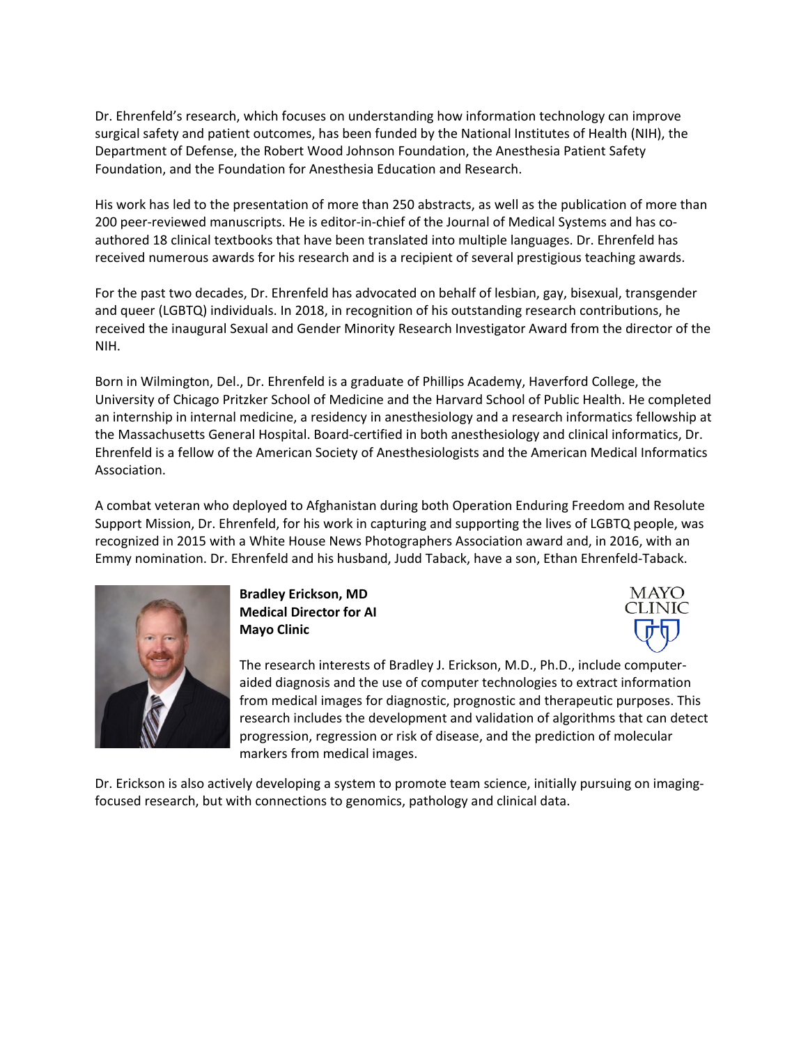Dr. Ehrenfeld's research, which focuses on understanding how information technology can improve surgical safety and patient outcomes, has been funded by the National Institutes of Health (NIH), the Department of Defense, the Robert Wood Johnson Foundation, the Anesthesia Patient Safety Foundation, and the Foundation for Anesthesia Education and Research.

His work has led to the presentation of more than 250 abstracts, as well as the publication of more than 200 peer-reviewed manuscripts. He is editor-in-chief of the Journal of Medical Systems and has co-authored 18 clinical textbooks that have been translated into multiple languages. Dr. Ehrenfeld has received numerous awards for his research and is a recipient of several prestigious teaching awards.

For the past two decades, Dr. Ehrenfeld has advocated on behalf of lesbian, gay, bisexual, transgender and queer (LGBTQ) individuals. In 2018, in recognition of his outstanding research contributions, he received the inaugural Sexual and Gender Minority Research Investigator Award from the director of the NIH.

Born in Wilmington, Del., Dr. Ehrenfeld is a graduate of Phillips Academy, Haverford College, the University of Chicago Pritzker School of Medicine and the Harvard School of Public Health. He completed an internship in internal medicine, a residency in anesthesiology and a research informatics fellowship at the Massachusetts General Hospital. Board-certified in both anesthesiology and clinical informatics, Dr. Ehrenfeld is a fellow of the American Society of Anesthesiologists and the American Medical Informatics Association.

A combat veteran who deployed to Afghanistan during both Operation Enduring Freedom and Resolute Support Mission, Dr. Ehrenfeld, for his work in capturing and supporting the lives of LGBTQ people, was recognized in 2015 with a White House News Photographers Association award and, in 2016, with an Emmy nomination. Dr. Ehrenfeld and his husband, Judd Taback, have a son, Ethan Ehrenfeld-Taback.

**Bradley Erickson, MD**
**Medical Director for AI**
**Mayo Clinic**

MAYO CLINIC

The research interests of Bradley J. Erickson, M.D., Ph.D., include computer-aided diagnosis and the use of computer technologies to extract information from medical images for diagnostic, prognostic and therapeutic purposes. This research includes the development and validation of algorithms that can detect progression, regression or risk of disease, and the prediction of molecular markers from medical images.

Dr. Erickson is also actively developing a system to promote team science, initially pursuing on imaging-focused research, but with connections to genomics, pathology and clinical data.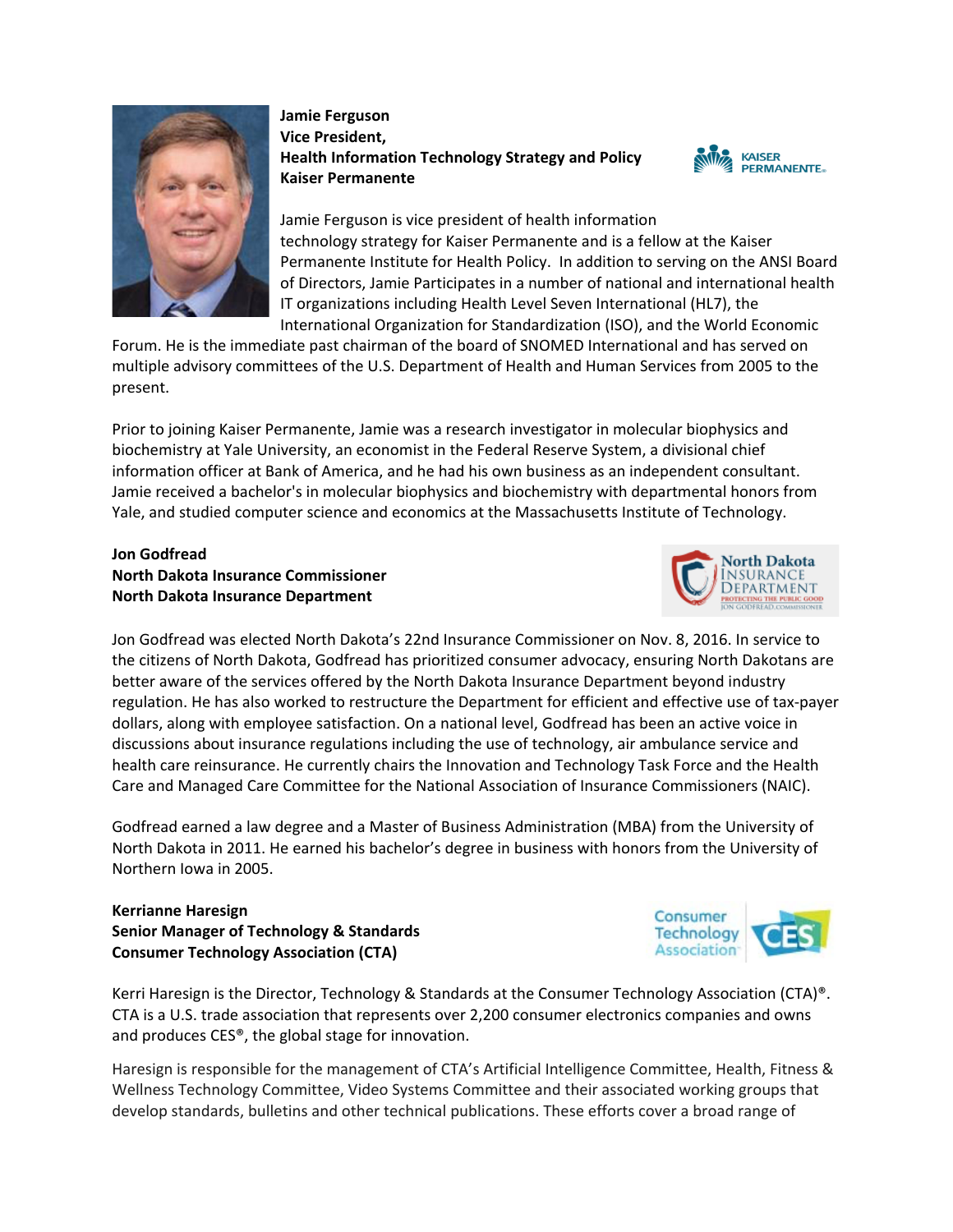**Jamie Ferguson**
**Vice President,**
**Health Information Technology Strategy and Policy**
**Kaiser Permanente**

Jamie Ferguson is vice president of health information technology strategy for Kaiser Permanente and is a fellow at the Kaiser Permanente Institute for Health Policy. In addition to serving on the ANSI Board of Directors, Jamie Participates in a number of national and international health IT organizations including Health Level Seven International (HL7), the International Organization for Standardization (ISO), and the World Economic Forum. He is the immediate past chairman of the board of SNOMED International and has served on multiple advisory committees of the U.S. Department of Health and Human Services from 2005 to the present.

Prior to joining Kaiser Permanente, Jamie was a research investigator in molecular biophysics and biochemistry at Yale University, an economist in the Federal Reserve System, a divisional chief information officer at Bank of America, and he had his own business as an independent consultant. Jamie received a bachelor's in molecular biophysics and biochemistry with departmental honors from Yale, and studied computer science and economics at the Massachusetts Institute of Technology.

**Jon Godfread**
**North Dakota Insurance Commissioner**
**North Dakota Insurance Department**

Jon Godfread was elected North Dakota's 22nd Insurance Commissioner on Nov. 8, 2016. In service to the citizens of North Dakota, Godfread has prioritized consumer advocacy, ensuring North Dakotans are better aware of the services offered by the North Dakota Insurance Department beyond industry regulation. He has also worked to restructure the Department for efficient and effective use of tax-payer dollars, along with employee satisfaction. On a national level, Godfread has been an active voice in discussions about insurance regulations including the use of technology, air ambulance service and health care reinsurance. He currently chairs the Innovation and Technology Task Force and the Health Care and Managed Care Committee for the National Association of Insurance Commissioners (NAIC).

Godfread earned a law degree and a Master of Business Administration (MBA) from the University of North Dakota in 2011. He earned his bachelor's degree in business with honors from the University of Northern Iowa in 2005.

**Kerrianne Haresign**
**Senior Manager of Technology & Standards**
**Consumer Technology Association (CTA)**

Kerri Haresign is the Director, Technology & Standards at the Consumer Technology Association (CTA)®. CTA is a U.S. trade association that represents over 2,200 consumer electronics companies and owns and produces CES®, the global stage for innovation.

Haresign is responsible for the management of CTA's Artificial Intelligence Committee, Health, Fitness & Wellness Technology Committee, Video Systems Committee and their associated working groups that develop standards, bulletins and other technical publications. These efforts cover a broad range of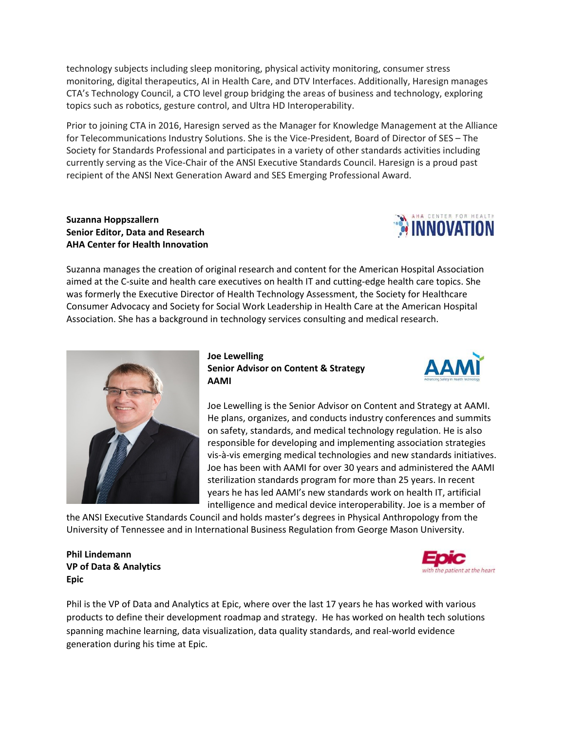technology subjects including sleep monitoring, physical activity monitoring, consumer stress monitoring, digital therapeutics, AI in Health Care, and DTV Interfaces. Additionally, Haresign manages CTA's Technology Council, a CTO level group bridging the areas of business and technology, exploring topics such as robotics, gesture control, and Ultra HD Interoperability.

Prior to joining CTA in 2016, Haresign served as the Manager for Knowledge Management at the Alliance for Telecommunications Industry Solutions. She is the Vice-President, Board of Director of SES – The Society for Standards Professional and participates in a variety of other standards activities including currently serving as the Vice-Chair of the ANSI Executive Standards Council. Haresign is a proud past recipient of the ANSI Next Generation Award and SES Emerging Professional Award.

**Suzanna Hoppszallern**
**Senior Editor, Data and Research**
**AHA Center for Health Innovation**

Suzanna manages the creation of original research and content for the American Hospital Association aimed at the C-suite and health care executives on health IT and cutting-edge health care topics. She was formerly the Executive Director of Health Technology Assessment, the Society for Healthcare Consumer Advocacy and Society for Social Work Leadership in Health Care at the American Hospital Association. She has a background in technology services consulting and medical research.

**Joe Lewelling**
**Senior Advisor on Content & Strategy**
**AAMI**

Joe Lewelling is the Senior Advisor on Content and Strategy at AAMI. He plans, organizes, and conducts industry conferences and summits on safety, standards, and medical technology regulation. He is also responsible for developing and implementing association strategies vis-à-vis emerging medical technologies and new standards initiatives. Joe has been with AAMI for over 30 years and administered the AAMI sterilization standards program for more than 25 years. In recent years he has led AAMI's new standards work on health IT, artificial intelligence and medical device interoperability. Joe is a member of the ANSI Executive Standards Council and holds master's degrees in Physical Anthropology from the University of Tennessee and in International Business Regulation from George Mason University.

**Phil Lindemann**
**VP of Data & Analytics**
**Epic**

Phil is the VP of Data and Analytics at Epic, where over the last 17 years he has worked with various products to define their development roadmap and strategy. He has worked on health tech solutions spanning machine learning, data visualization, data quality standards, and real-world evidence generation during his time at Epic.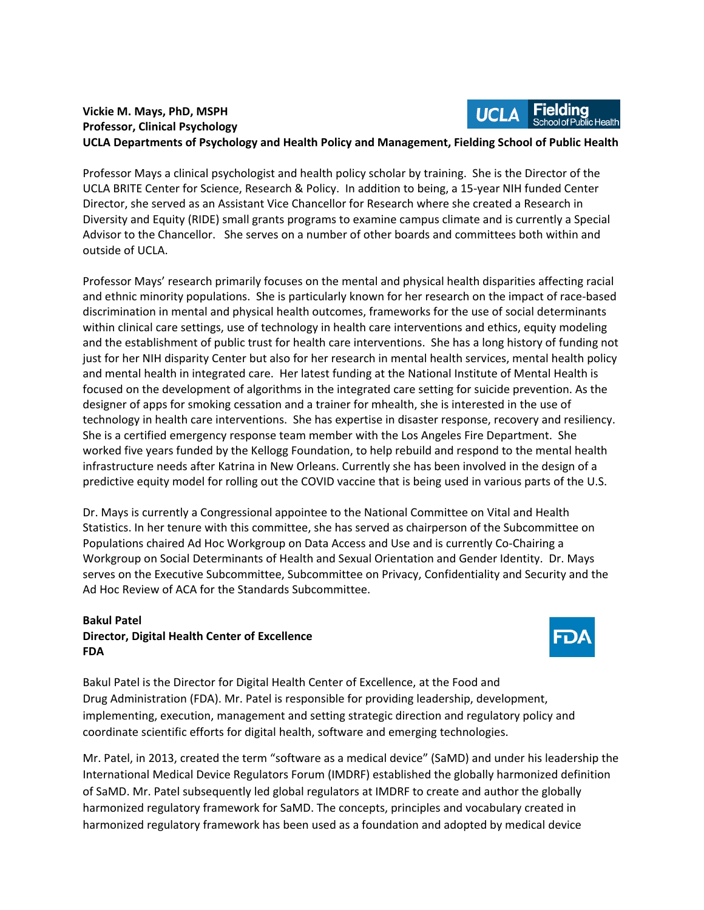**Vickie M. Mays, PhD, MSPH**
**Professor, Clinical Psychology**
**UCLA Departments of Psychology and Health Policy and Management, Fielding School of Public Health**

Professor Mays a clinical psychologist and health policy scholar by training. She is the Director of the UCLA BRITE Center for Science, Research & Policy. In addition to being, a 15-year NIH funded Center Director, she served as an Assistant Vice Chancellor for Research where she created a Research in Diversity and Equity (RIDE) small grants programs to examine campus climate and is currently a Special Advisor to the Chancellor. She serves on a number of other boards and committees both within and outside of UCLA.

Professor Mays' research primarily focuses on the mental and physical health disparities affecting racial and ethnic minority populations. She is particularly known for her research on the impact of race-based discrimination in mental and physical health outcomes, frameworks for the use of social determinants within clinical care settings, use of technology in health care interventions and ethics, equity modeling and the establishment of public trust for health care interventions. She has a long history of funding not just for her NIH disparity Center but also for her research in mental health services, mental health policy and mental health in integrated care. Her latest funding at the National Institute of Mental Health is focused on the development of algorithms in the integrated care setting for suicide prevention. As the designer of apps for smoking cessation and a trainer for mhealth, she is interested in the use of technology in health care interventions. She has expertise in disaster response, recovery and resiliency. She is a certified emergency response team member with the Los Angeles Fire Department. She worked five years funded by the Kellogg Foundation, to help rebuild and respond to the mental health infrastructure needs after Katrina in New Orleans. Currently she has been involved in the design of a predictive equity model for rolling out the COVID vaccine that is being used in various parts of the U.S.

Dr. Mays is currently a Congressional appointee to the National Committee on Vital and Health Statistics. In her tenure with this committee, she has served as chairperson of the Subcommittee on Populations chaired Ad Hoc Workgroup on Data Access and Use and is currently Co-Chairing a Workgroup on Social Determinants of Health and Sexual Orientation and Gender Identity. Dr. Mays serves on the Executive Subcommittee, Subcommittee on Privacy, Confidentiality and Security and the Ad Hoc Review of ACA for the Standards Subcommittee.

**Bakul Patel**
**Director, Digital Health Center of Excellence**
**FDA**

Bakul Patel is the Director for Digital Health Center of Excellence, at the Food and Drug Administration (FDA). Mr. Patel is responsible for providing leadership, development, implementing, execution, management and setting strategic direction and regulatory policy and coordinate scientific efforts for digital health, software and emerging technologies.

Mr. Patel, in 2013, created the term "software as a medical device" (SaMD) and under his leadership the International Medical Device Regulators Forum (IMDRF) established the globally harmonized definition of SaMD. Mr. Patel subsequently led global regulators at IMDRF to create and author the globally harmonized regulatory framework for SaMD. The concepts, principles and vocabulary created in harmonized regulatory framework has been used as a foundation and adopted by medical device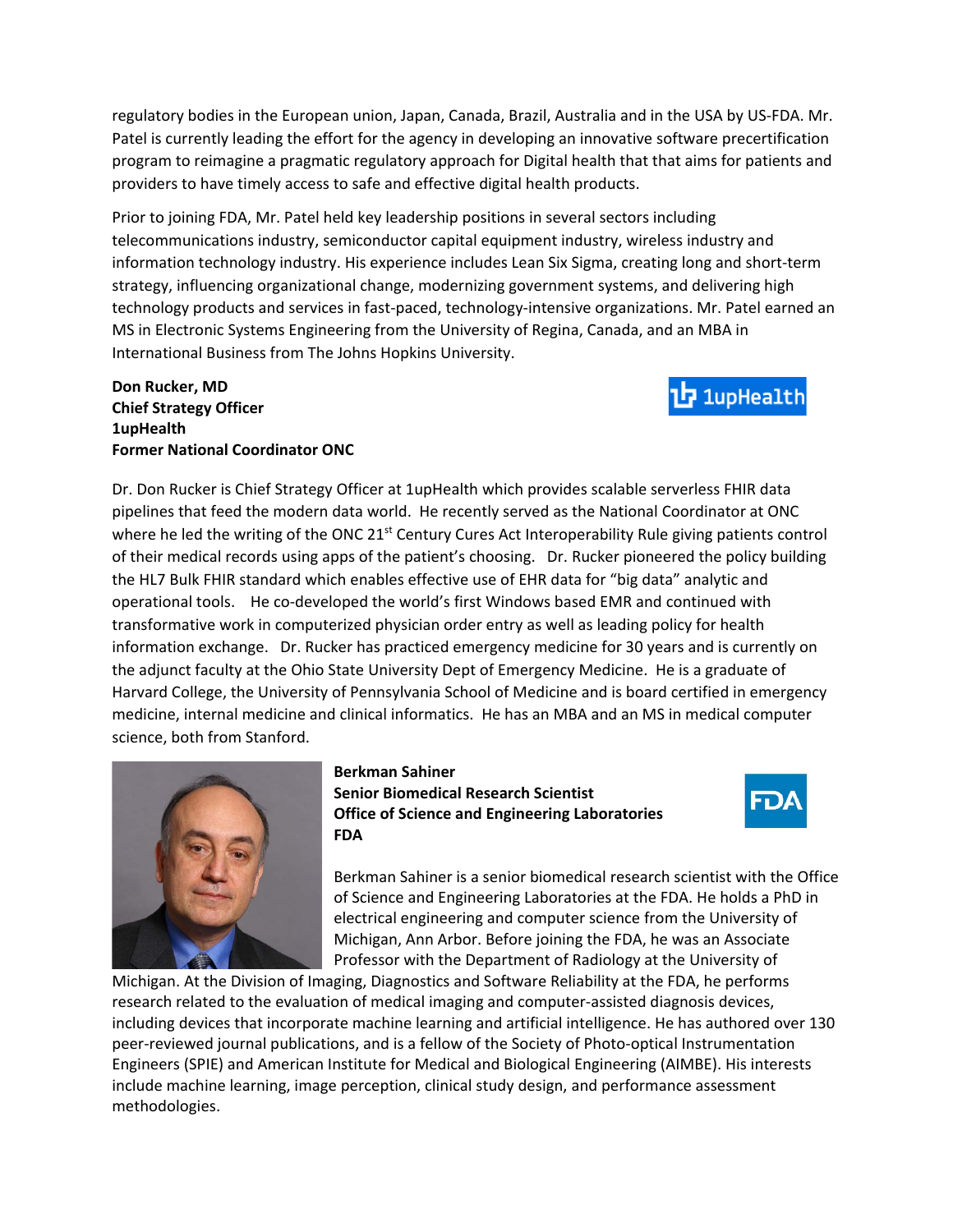regulatory bodies in the European union, Japan, Canada, Brazil, Australia and in the USA by US-FDA. Mr. Patel is currently leading the effort for the agency in developing an innovative software precertification program to reimagine a pragmatic regulatory approach for Digital health that that aims for patients and providers to have timely access to safe and effective digital health products.

Prior to joining FDA, Mr. Patel held key leadership positions in several sectors including telecommunications industry, semiconductor capital equipment industry, wireless industry and information technology industry. His experience includes Lean Six Sigma, creating long and short-term strategy, influencing organizational change, modernizing government systems, and delivering high technology products and services in fast-paced, technology-intensive organizations. Mr. Patel earned an MS in Electronic Systems Engineering from the University of Regina, Canada, and an MBA in International Business from The Johns Hopkins University.

**Don Rucker, MD**
**Chief Strategy Officer**
**1upHealth**
**Former National Coordinator ONC**

Dr. Don Rucker is Chief Strategy Officer at 1upHealth which provides scalable serverless FHIR data pipelines that feed the modern data world. He recently served as the National Coordinator at ONC where he led the writing of the ONC 21st Century Cures Act Interoperability Rule giving patients control of their medical records using apps of the patient's choosing. Dr. Rucker pioneered the policy building the HL7 Bulk FHIR standard which enables effective use of EHR data for "big data" analytic and operational tools. He co-developed the world's first Windows based EMR and continued with transformative work in computerized physician order entry as well as leading policy for health information exchange. Dr. Rucker has practiced emergency medicine for 30 years and is currently on the adjunct faculty at the Ohio State University Dept of Emergency Medicine. He is a graduate of Harvard College, the University of Pennsylvania School of Medicine and is board certified in emergency medicine, internal medicine and clinical informatics. He has an MBA and an MS in medical computer science, both from Stanford.

**Berkman Sahiner**
**Senior Biomedical Research Scientist**
**Office of Science and Engineering Laboratories**
**FDA**

Berkman Sahiner is a senior biomedical research scientist with the Office of Science and Engineering Laboratories at the FDA. He holds a PhD in electrical engineering and computer science from the University of Michigan, Ann Arbor. Before joining the FDA, he was an Associate Professor with the Department of Radiology at the University of Michigan. At the Division of Imaging, Diagnostics and Software Reliability at the FDA, he performs research related to the evaluation of medical imaging and computer-assisted diagnosis devices, including devices that incorporate machine learning and artificial intelligence. He has authored over 130 peer-reviewed journal publications, and is a fellow of the Society of Photo-optical Instrumentation Engineers (SPIE) and American Institute for Medical and Biological Engineering (AIMBE). His interests include machine learning, image perception, clinical study design, and performance assessment methodologies.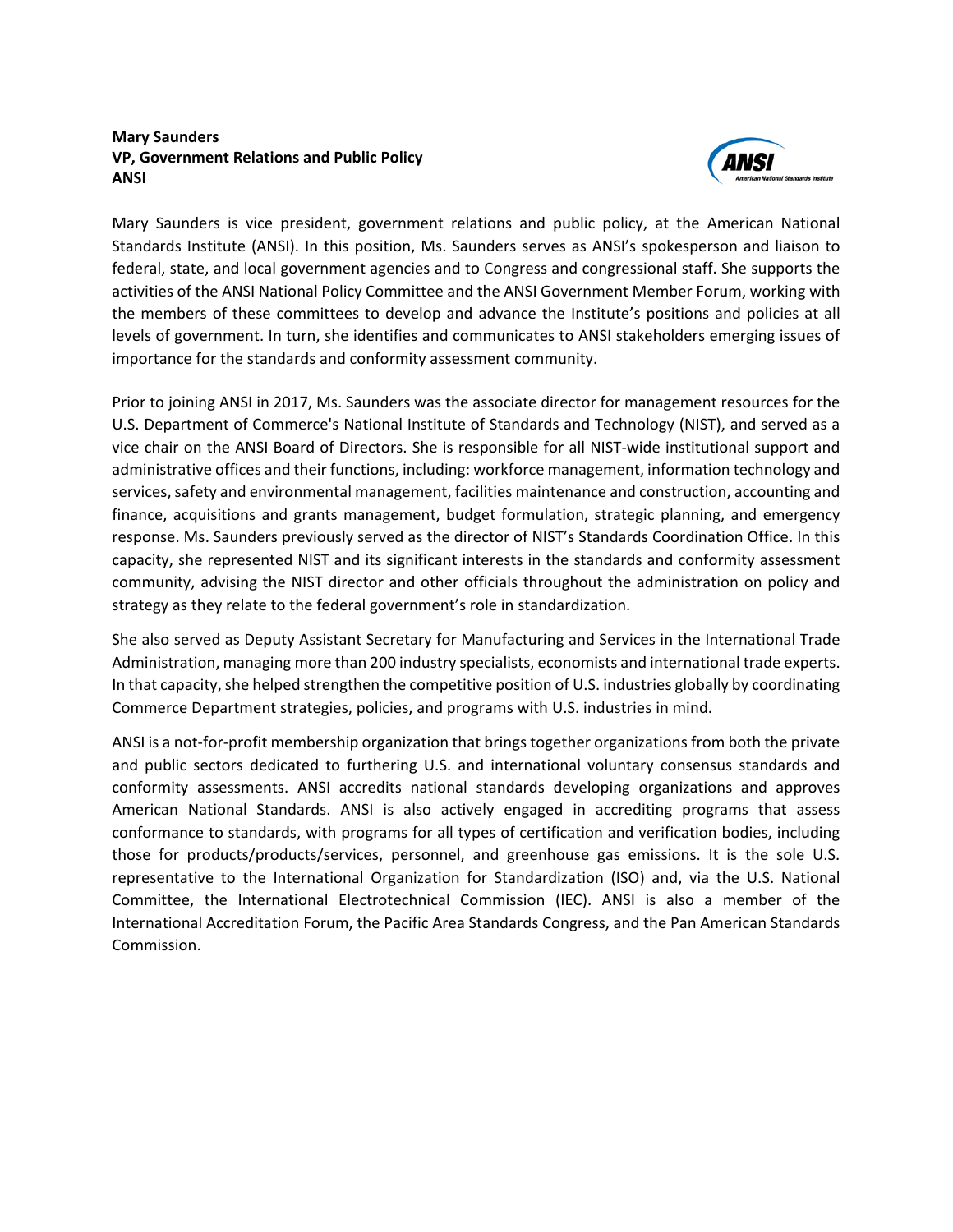**Mary Saunders**
**VP, Government Relations and Public Policy**
**ANSI**

Mary Saunders is vice president, government relations and public policy, at the American National Standards Institute (ANSI). In this position, Ms. Saunders serves as ANSI's spokesperson and liaison to federal, state, and local government agencies and to Congress and congressional staff. She supports the activities of the ANSI National Policy Committee and the ANSI Government Member Forum, working with the members of these committees to develop and advance the Institute's positions and policies at all levels of government. In turn, she identifies and communicates to ANSI stakeholders emerging issues of importance for the standards and conformity assessment community.

Prior to joining ANSI in 2017, Ms. Saunders was the associate director for management resources for the U.S. Department of Commerce's National Institute of Standards and Technology (NIST), and served as a vice chair on the ANSI Board of Directors. She is responsible for all NIST-wide institutional support and administrative offices and their functions, including: workforce management, information technology and services, safety and environmental management, facilities maintenance and construction, accounting and finance, acquisitions and grants management, budget formulation, strategic planning, and emergency response. Ms. Saunders previously served as the director of NIST's Standards Coordination Office. In this capacity, she represented NIST and its significant interests in the standards and conformity assessment community, advising the NIST director and other officials throughout the administration on policy and strategy as they relate to the federal government's role in standardization.

She also served as Deputy Assistant Secretary for Manufacturing and Services in the International Trade Administration, managing more than 200 industry specialists, economists and international trade experts. In that capacity, she helped strengthen the competitive position of U.S. industries globally by coordinating Commerce Department strategies, policies, and programs with U.S. industries in mind.

ANSI is a not-for-profit membership organization that brings together organizations from both the private and public sectors dedicated to furthering U.S. and international voluntary consensus standards and conformity assessments. ANSI accredits national standards developing organizations and approves American National Standards. ANSI is also actively engaged in accrediting programs that assess conformance to standards, with programs for all types of certification and verification bodies, including those for products/products/services, personnel, and greenhouse gas emissions. It is the sole U.S. representative to the International Organization for Standardization (ISO) and, via the U.S. National Committee, the International Electrotechnical Commission (IEC). ANSI is also a member of the International Accreditation Forum, the Pacific Area Standards Congress, and the Pan American Standards Commission.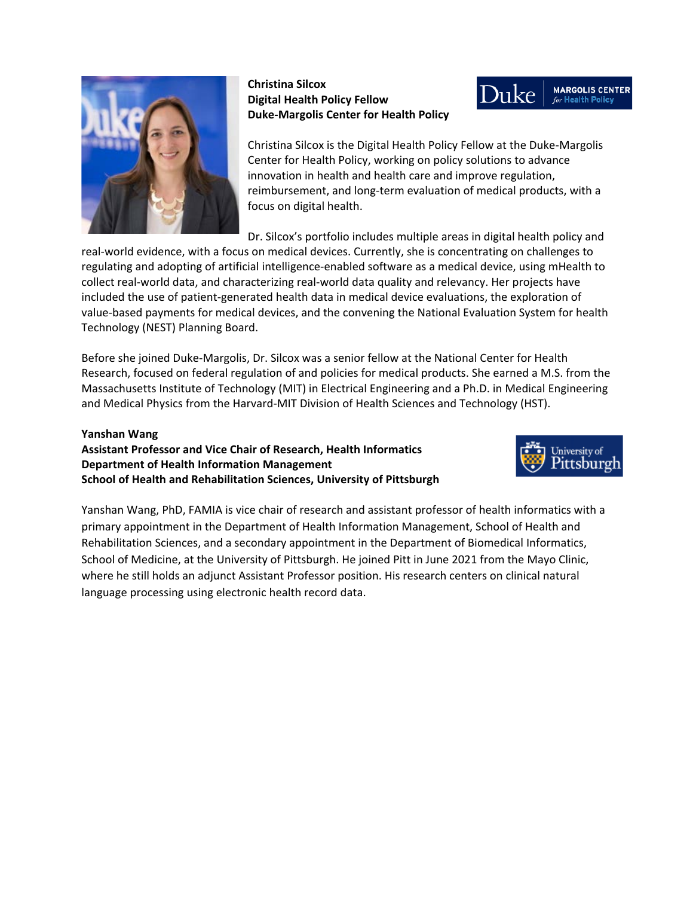**Christina Silcox**
**Digital Health Policy Fellow**
**Duke-Margolis Center for Health Policy**

Christina Silcox is the Digital Health Policy Fellow at the Duke-Margolis Center for Health Policy, working on policy solutions to advance innovation in health and health care and improve regulation, reimbursement, and long-term evaluation of medical products, with a focus on digital health.

Dr. Silcox's portfolio includes multiple areas in digital health policy and real-world evidence, with a focus on medical devices. Currently, she is concentrating on challenges to regulating and adopting of artificial intelligence-enabled software as a medical device, using mHealth to collect real-world data, and characterizing real-world data quality and relevancy. Her projects have included the use of patient-generated health data in medical device evaluations, the exploration of value-based payments for medical devices, and the convening the National Evaluation System for health Technology (NEST) Planning Board.

Before she joined Duke-Margolis, Dr. Silcox was a senior fellow at the National Center for Health Research, focused on federal regulation of and policies for medical products. She earned a M.S. from the Massachusetts Institute of Technology (MIT) in Electrical Engineering and a Ph.D. in Medical Engineering and Medical Physics from the Harvard-MIT Division of Health Sciences and Technology (HST).

**Yanshan Wang**
**Assistant Professor and Vice Chair of Research, Health Informatics**
**Department of Health Information Management**
**School of Health and Rehabilitation Sciences, University of Pittsburgh**

Yanshan Wang, PhD, FAMIA is vice chair of research and assistant professor of health informatics with a primary appointment in the Department of Health Information Management, School of Health and Rehabilitation Sciences, and a secondary appointment in the Department of Biomedical Informatics, School of Medicine, at the University of Pittsburgh. He joined Pitt in June 2021 from the Mayo Clinic, where he still holds an adjunct Assistant Professor position. His research centers on clinical natural language processing using electronic health record data.